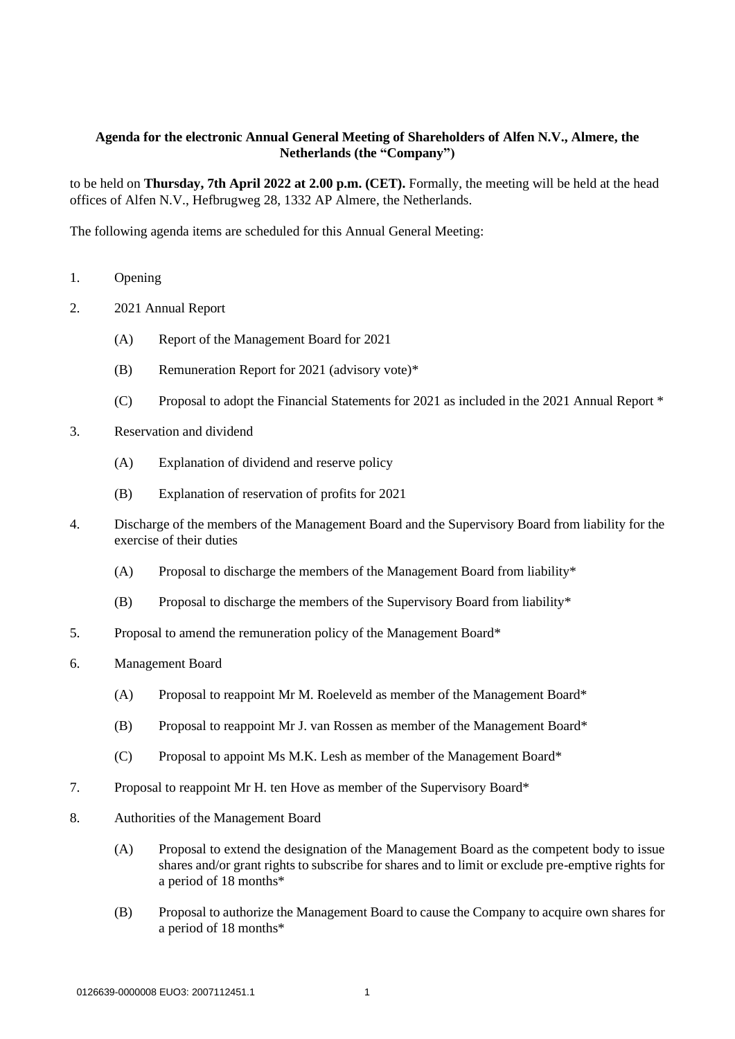**Agenda for the electronic Annual General Meeting of Shareholders of Alfen N.V., Almere, the Netherlands (the "Company")**

to be held on **Thursday, 7th April 2022 at 2.00 p.m. (CET).** Formally, the meeting will be held at the head offices of Alfen N.V., Hefbrugweg 28, 1332 AP Almere, the Netherlands.

The following agenda items are scheduled for this Annual General Meeting:

1. Opening

2. 2021 Annual Report

   (A) Report of the Management Board for 2021

   (B) Remuneration Report for 2021 (advisory vote)*

   (C) Proposal to adopt the Financial Statements for 2021 as included in the 2021 Annual Report *

3. Reservation and dividend

   (A) Explanation of dividend and reserve policy

   (B) Explanation of reservation of profits for 2021

4. Discharge of the members of the Management Board and the Supervisory Board from liability for the exercise of their duties

   (A) Proposal to discharge the members of the Management Board from liability*

   (B) Proposal to discharge the members of the Supervisory Board from liability*

5. Proposal to amend the remuneration policy of the Management Board*

6. Management Board

   (A) Proposal to reappoint Mr M. Roeleveld as member of the Management Board*

   (B) Proposal to reappoint Mr J. van Rossen as member of the Management Board*

   (C) Proposal to appoint Ms M.K. Lesh as member of the Management Board*

7. Proposal to reappoint Mr H. ten Hove as member of the Supervisory Board*

8. Authorities of the Management Board

   (A) Proposal to extend the designation of the Management Board as the competent body to issue shares and/or grant rights to subscribe for shares and to limit or exclude pre-emptive rights for a period of 18 months*

   (B) Proposal to authorize the Management Board to cause the Company to acquire own shares for a period of 18 months*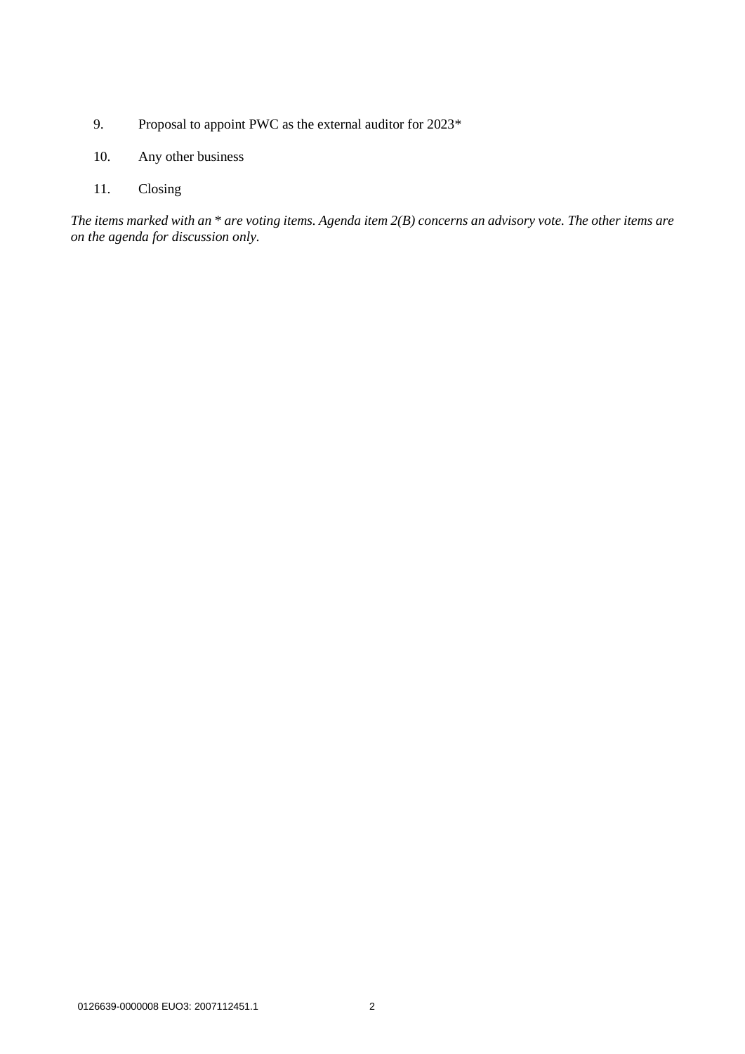9. Proposal to appoint PWC as the external auditor for 2023*

10. Any other business

11. Closing

*The items marked with an * are voting items. Agenda item 2(B) concerns an advisory vote. The other items are on the agenda for discussion only.*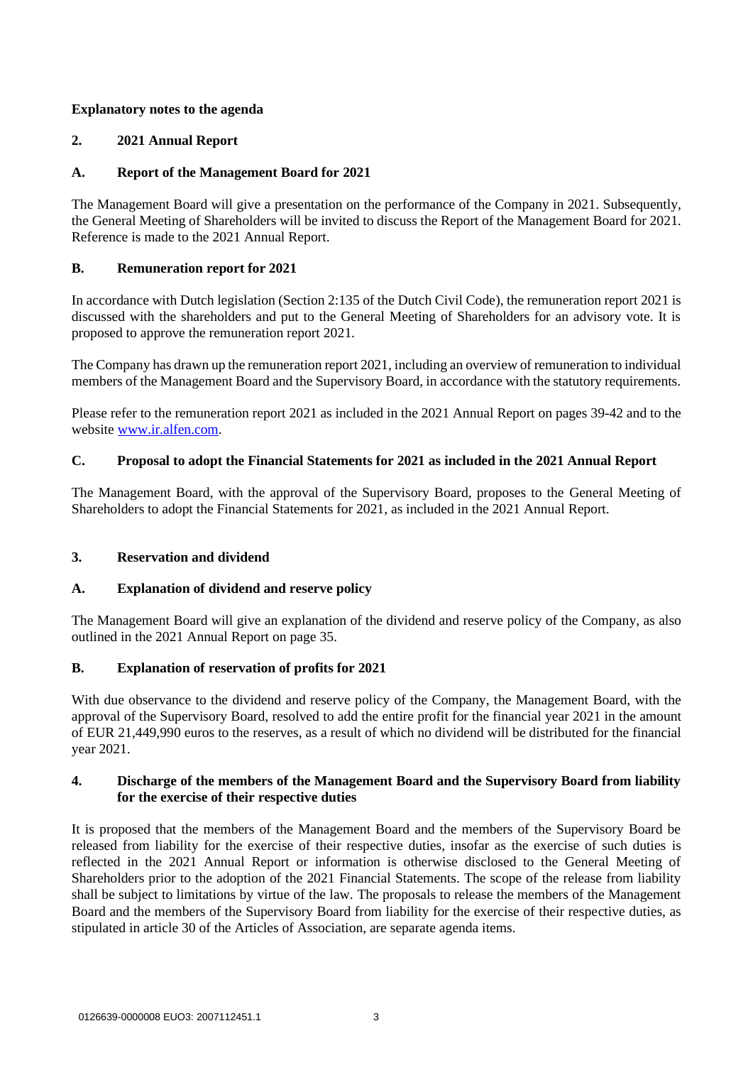**Explanatory notes to the agenda**

## 2. 2021 Annual Report

### A. Report of the Management Board for 2021

The Management Board will give a presentation on the performance of the Company in 2021. Subsequently, the General Meeting of Shareholders will be invited to discuss the Report of the Management Board for 2021. Reference is made to the 2021 Annual Report.

### B. Remuneration report for 2021

In accordance with Dutch legislation (Section 2:135 of the Dutch Civil Code), the remuneration report 2021 is discussed with the shareholders and put to the General Meeting of Shareholders for an advisory vote. It is proposed to approve the remuneration report 2021.

The Company has drawn up the remuneration report 2021, including an overview of remuneration to individual members of the Management Board and the Supervisory Board, in accordance with the statutory requirements.

Please refer to the remuneration report 2021 as included in the 2021 Annual Report on pages 39-42 and to the website [www.ir.alfen.com](www.ir.alfen.com).

### C. Proposal to adopt the Financial Statements for 2021 as included in the 2021 Annual Report

The Management Board, with the approval of the Supervisory Board, proposes to the General Meeting of Shareholders to adopt the Financial Statements for 2021, as included in the 2021 Annual Report.

## 3. Reservation and dividend

### A. Explanation of dividend and reserve policy

The Management Board will give an explanation of the dividend and reserve policy of the Company, as also outlined in the 2021 Annual Report on page 35.

### B. Explanation of reservation of profits for 2021

With due observance to the dividend and reserve policy of the Company, the Management Board, with the approval of the Supervisory Board, resolved to add the entire profit for the financial year 2021 in the amount of EUR 21,449,990 euros to the reserves, as a result of which no dividend will be distributed for the financial year 2021.

## 4. Discharge of the members of the Management Board and the Supervisory Board from liability for the exercise of their respective duties

It is proposed that the members of the Management Board and the members of the Supervisory Board be released from liability for the exercise of their respective duties, insofar as the exercise of such duties is reflected in the 2021 Annual Report or information is otherwise disclosed to the General Meeting of Shareholders prior to the adoption of the 2021 Financial Statements. The scope of the release from liability shall be subject to limitations by virtue of the law. The proposals to release the members of the Management Board and the members of the Supervisory Board from liability for the exercise of their respective duties, as stipulated in article 30 of the Articles of Association, are separate agenda items.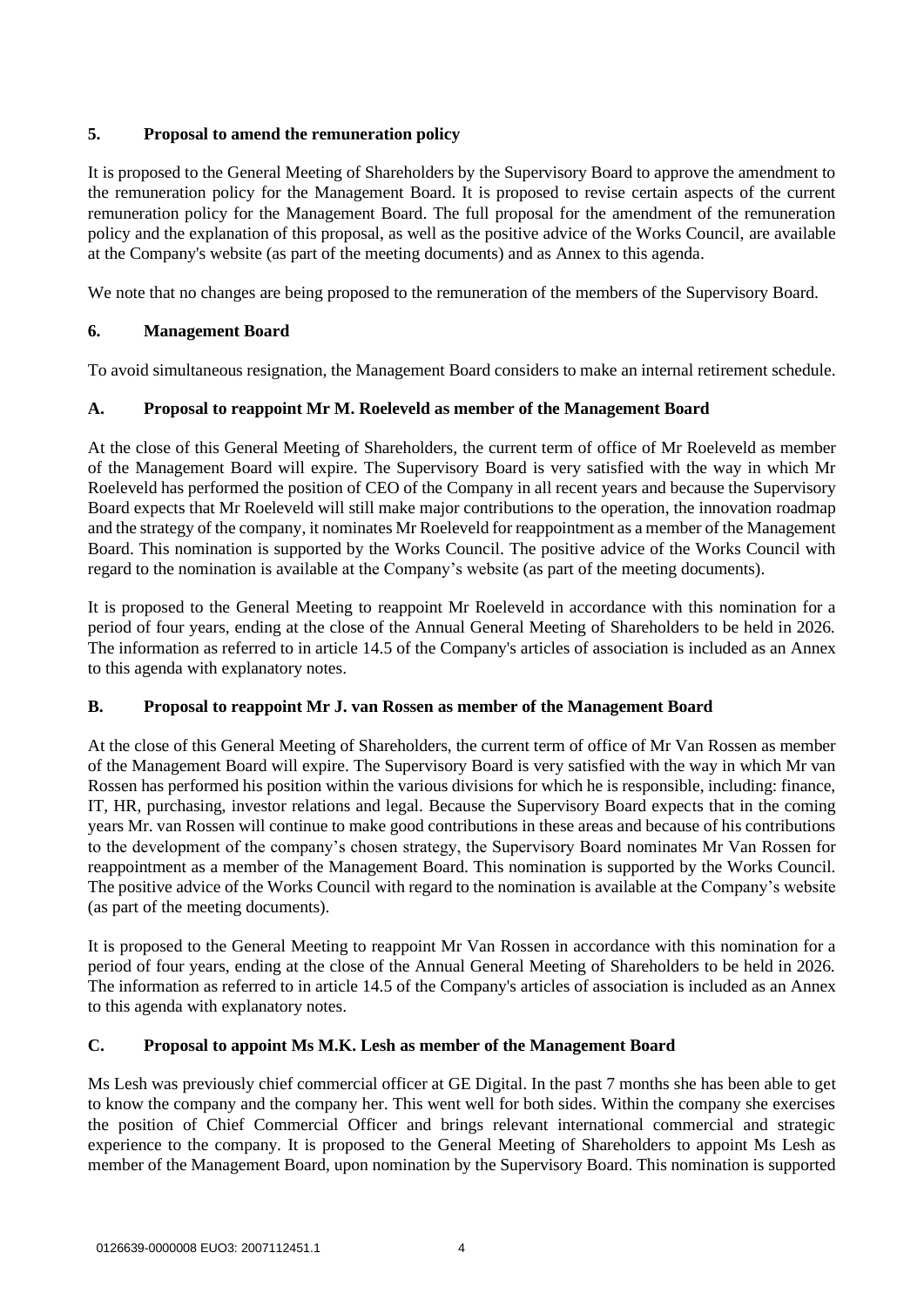## 5. Proposal to amend the remuneration policy

It is proposed to the General Meeting of Shareholders by the Supervisory Board to approve the amendment to the remuneration policy for the Management Board. It is proposed to revise certain aspects of the current remuneration policy for the Management Board. The full proposal for the amendment of the remuneration policy and the explanation of this proposal, as well as the positive advice of the Works Council, are available at the Company's website (as part of the meeting documents) and as Annex to this agenda.

We note that no changes are being proposed to the remuneration of the members of the Supervisory Board.

## 6. Management Board

To avoid simultaneous resignation, the Management Board considers to make an internal retirement schedule.

### A. Proposal to reappoint Mr M. Roeleveld as member of the Management Board

At the close of this General Meeting of Shareholders, the current term of office of Mr Roeleveld as member of the Management Board will expire. The Supervisory Board is very satisfied with the way in which Mr Roeleveld has performed the position of CEO of the Company in all recent years and because the Supervisory Board expects that Mr Roeleveld will still make major contributions to the operation, the innovation roadmap and the strategy of the company, it nominates Mr Roeleveld for reappointment as a member of the Management Board. This nomination is supported by the Works Council. The positive advice of the Works Council with regard to the nomination is available at the Company's website (as part of the meeting documents).

It is proposed to the General Meeting to reappoint Mr Roeleveld in accordance with this nomination for a period of four years, ending at the close of the Annual General Meeting of Shareholders to be held in 2026. The information as referred to in article 14.5 of the Company's articles of association is included as an Annex to this agenda with explanatory notes.

### B. Proposal to reappoint Mr J. van Rossen as member of the Management Board

At the close of this General Meeting of Shareholders, the current term of office of Mr Van Rossen as member of the Management Board will expire. The Supervisory Board is very satisfied with the way in which Mr van Rossen has performed his position within the various divisions for which he is responsible, including: finance, IT, HR, purchasing, investor relations and legal. Because the Supervisory Board expects that in the coming years Mr. van Rossen will continue to make good contributions in these areas and because of his contributions to the development of the company's chosen strategy, the Supervisory Board nominates Mr Van Rossen for reappointment as a member of the Management Board. This nomination is supported by the Works Council. The positive advice of the Works Council with regard to the nomination is available at the Company's website (as part of the meeting documents).

It is proposed to the General Meeting to reappoint Mr Van Rossen in accordance with this nomination for a period of four years, ending at the close of the Annual General Meeting of Shareholders to be held in 2026. The information as referred to in article 14.5 of the Company's articles of association is included as an Annex to this agenda with explanatory notes.

### C. Proposal to appoint Ms M.K. Lesh as member of the Management Board

Ms Lesh was previously chief commercial officer at GE Digital. In the past 7 months she has been able to get to know the company and the company her. This went well for both sides. Within the company she exercises the position of Chief Commercial Officer and brings relevant international commercial and strategic experience to the company. It is proposed to the General Meeting of Shareholders to appoint Ms Lesh as member of the Management Board, upon nomination by the Supervisory Board. This nomination is supported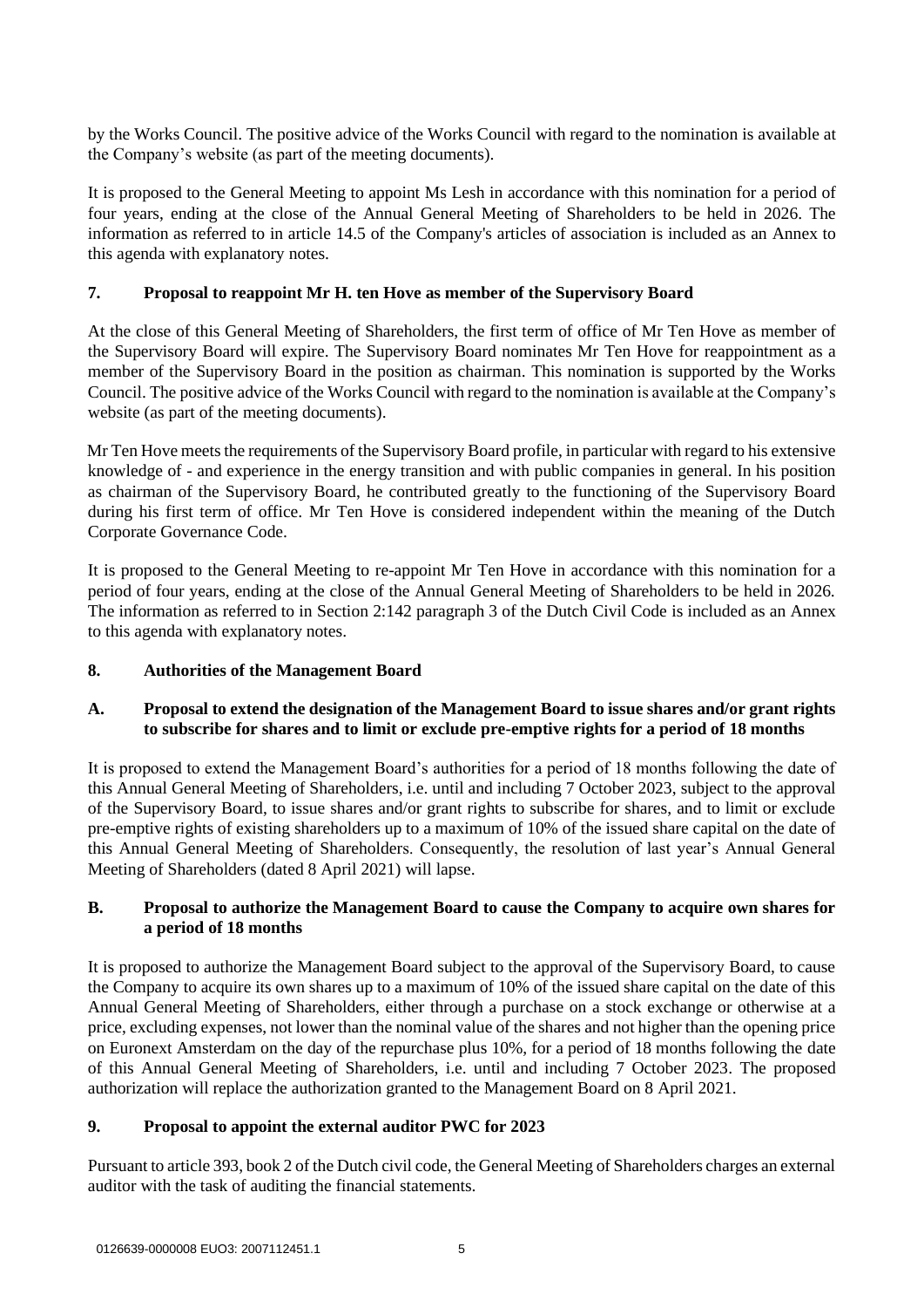by the Works Council. The positive advice of the Works Council with regard to the nomination is available at the Company's website (as part of the meeting documents).

It is proposed to the General Meeting to appoint Ms Lesh in accordance with this nomination for a period of four years, ending at the close of the Annual General Meeting of Shareholders to be held in 2026. The information as referred to in article 14.5 of the Company's articles of association is included as an Annex to this agenda with explanatory notes.

## 7. Proposal to reappoint Mr H. ten Hove as member of the Supervisory Board

At the close of this General Meeting of Shareholders, the first term of office of Mr Ten Hove as member of the Supervisory Board will expire. The Supervisory Board nominates Mr Ten Hove for reappointment as a member of the Supervisory Board in the position as chairman. This nomination is supported by the Works Council. The positive advice of the Works Council with regard to the nomination is available at the Company's website (as part of the meeting documents).

Mr Ten Hove meets the requirements of the Supervisory Board profile, in particular with regard to his extensive knowledge of - and experience in the energy transition and with public companies in general. In his position as chairman of the Supervisory Board, he contributed greatly to the functioning of the Supervisory Board during his first term of office. Mr Ten Hove is considered independent within the meaning of the Dutch Corporate Governance Code.

It is proposed to the General Meeting to re-appoint Mr Ten Hove in accordance with this nomination for a period of four years, ending at the close of the Annual General Meeting of Shareholders to be held in 2026. The information as referred to in Section 2:142 paragraph 3 of the Dutch Civil Code is included as an Annex to this agenda with explanatory notes.

## 8. Authorities of the Management Board

### A. Proposal to extend the designation of the Management Board to issue shares and/or grant rights to subscribe for shares and to limit or exclude pre-emptive rights for a period of 18 months

It is proposed to extend the Management Board's authorities for a period of 18 months following the date of this Annual General Meeting of Shareholders, i.e. until and including 7 October 2023, subject to the approval of the Supervisory Board, to issue shares and/or grant rights to subscribe for shares, and to limit or exclude pre-emptive rights of existing shareholders up to a maximum of 10% of the issued share capital on the date of this Annual General Meeting of Shareholders. Consequently, the resolution of last year's Annual General Meeting of Shareholders (dated 8 April 2021) will lapse.

### B. Proposal to authorize the Management Board to cause the Company to acquire own shares for a period of 18 months

It is proposed to authorize the Management Board subject to the approval of the Supervisory Board, to cause the Company to acquire its own shares up to a maximum of 10% of the issued share capital on the date of this Annual General Meeting of Shareholders, either through a purchase on a stock exchange or otherwise at a price, excluding expenses, not lower than the nominal value of the shares and not higher than the opening price on Euronext Amsterdam on the day of the repurchase plus 10%, for a period of 18 months following the date of this Annual General Meeting of Shareholders, i.e. until and including 7 October 2023. The proposed authorization will replace the authorization granted to the Management Board on 8 April 2021.

## 9. Proposal to appoint the external auditor PWC for 2023

Pursuant to article 393, book 2 of the Dutch civil code, the General Meeting of Shareholders charges an external auditor with the task of auditing the financial statements.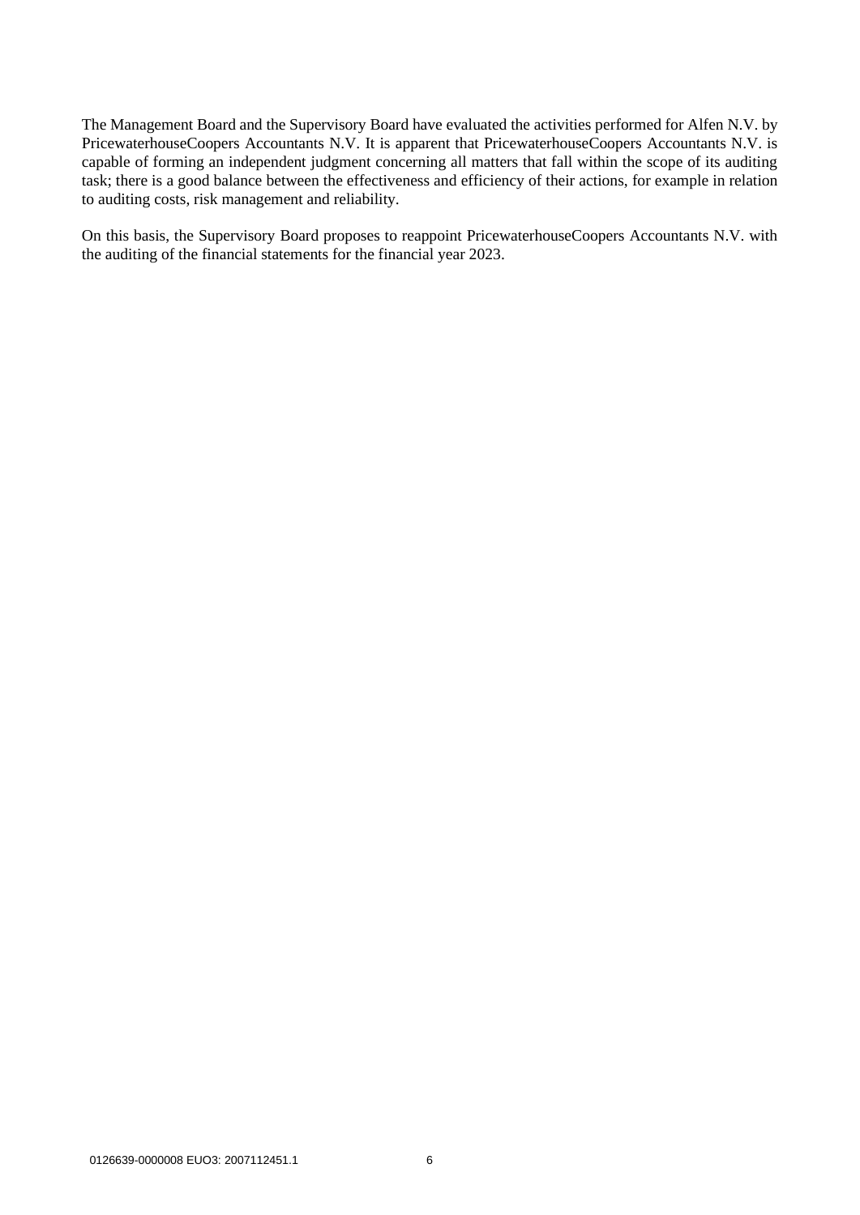The Management Board and the Supervisory Board have evaluated the activities performed for Alfen N.V. by PricewaterhouseCoopers Accountants N.V. It is apparent that PricewaterhouseCoopers Accountants N.V. is capable of forming an independent judgment concerning all matters that fall within the scope of its auditing task; there is a good balance between the effectiveness and efficiency of their actions, for example in relation to auditing costs, risk management and reliability.

On this basis, the Supervisory Board proposes to reappoint PricewaterhouseCoopers Accountants N.V. with the auditing of the financial statements for the financial year 2023.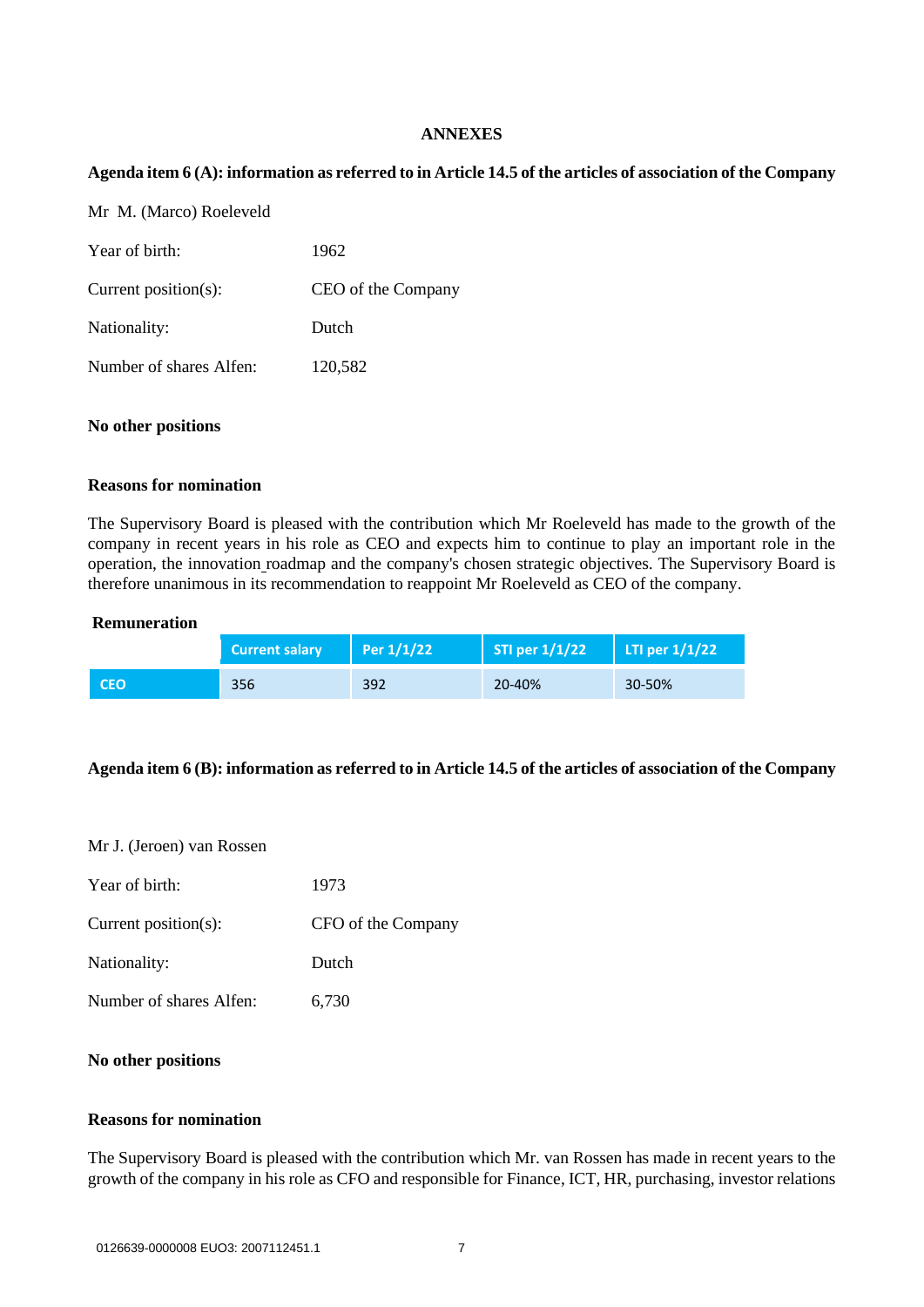# ANNEXES

## Agenda item 6 (A): information as referred to in Article 14.5 of the articles of association of the Company

Mr M. (Marco) Roeleveld

| | |
|---|---|
| Year of birth: | 1962 |
| Current position(s): | CEO of the Company |
| Nationality: | Dutch |
| Number of shares Alfen: | 120,582 |

**No other positions**

**Reasons for nomination**

The Supervisory Board is pleased with the contribution which Mr Roeleveld has made to the growth of the company in recent years in his role as CEO and expects him to continue to play an important role in the operation, the innovation roadmap and the company's chosen strategic objectives. The Supervisory Board is therefore unanimous in its recommendation to reappoint Mr Roeleveld as CEO of the company.

**Remuneration**

| | Current salary | Per 1/1/22 | STI per 1/1/22 | LTI per 1/1/22 |
|---|---|---|---|---|
| CEO | 356 | 392 | 20-40% | 30-50% |

## Agenda item 6 (B): information as referred to in Article 14.5 of the articles of association of the Company

Mr J. (Jeroen) van Rossen

| | |
|---|---|
| Year of birth: | 1973 |
| Current position(s): | CFO of the Company |
| Nationality: | Dutch |
| Number of shares Alfen: | 6,730 |

**No other positions**

**Reasons for nomination**

The Supervisory Board is pleased with the contribution which Mr. van Rossen has made in recent years to the growth of the company in his role as CFO and responsible for Finance, ICT, HR, purchasing, investor relations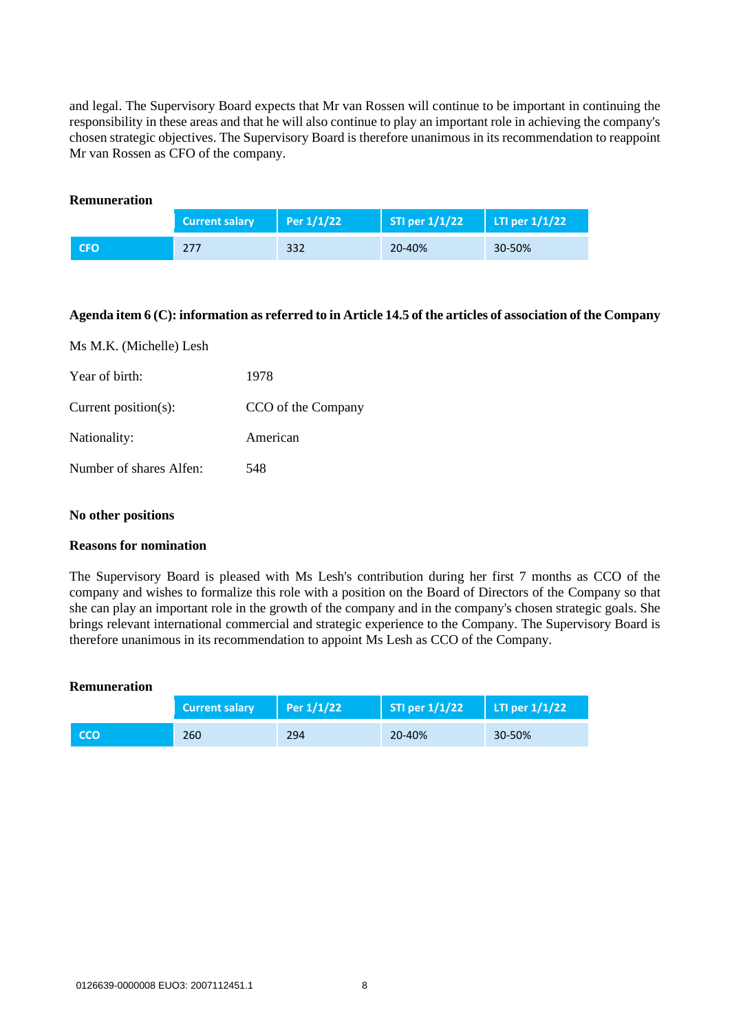and legal. The Supervisory Board expects that Mr van Rossen will continue to be important in continuing the responsibility in these areas and that he will also continue to play an important role in achieving the company's chosen strategic objectives. The Supervisory Board is therefore unanimous in its recommendation to reappoint Mr van Rossen as CFO of the company.

**Remuneration**

| | Current salary | Per 1/1/22 | STI per 1/1/22 | LTI per 1/1/22 |
|---|---|---|---|---|
| CFO | 277 | 332 | 20-40% | 30-50% |

**Agenda item 6 (C): information as referred to in Article 14.5 of the articles of association of the Company**

Ms M.K. (Michelle) Lesh

| | |
|---|---|
| Year of birth: | 1978 |
| Current position(s): | CCO of the Company |
| Nationality: | American |
| Number of shares Alfen: | 548 |

**No other positions**

**Reasons for nomination**

The Supervisory Board is pleased with Ms Lesh's contribution during her first 7 months as CCO of the company and wishes to formalize this role with a position on the Board of Directors of the Company so that she can play an important role in the growth of the company and in the company's chosen strategic goals. She brings relevant international commercial and strategic experience to the Company. The Supervisory Board is therefore unanimous in its recommendation to appoint Ms Lesh as CCO of the Company.

**Remuneration**

| | Current salary | Per 1/1/22 | STI per 1/1/22 | LTI per 1/1/22 |
|---|---|---|---|---|
| CCO | 260 | 294 | 20-40% | 30-50% |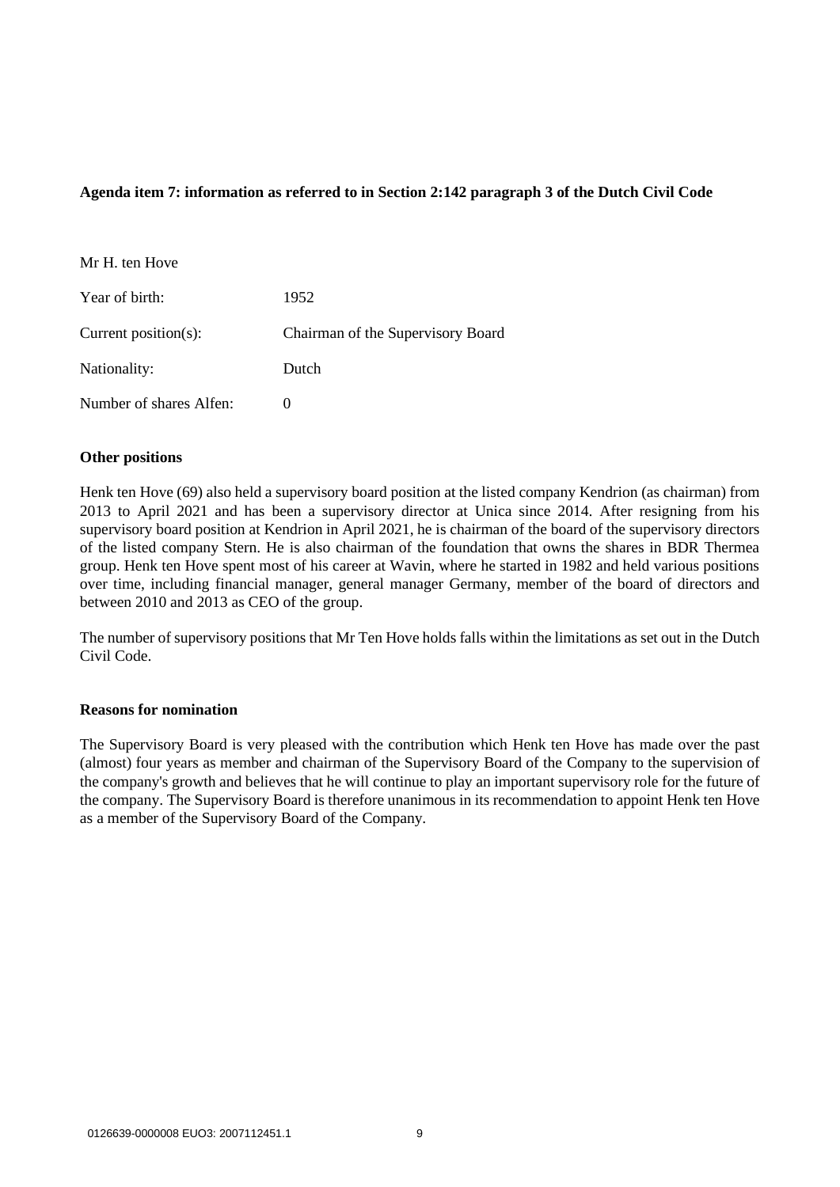**Agenda item 7: information as referred to in Section 2:142 paragraph 3 of the Dutch Civil Code**

Mr H. ten Hove

| | |
|---|---|
| Year of birth: | 1952 |
| Current position(s): | Chairman of the Supervisory Board |
| Nationality: | Dutch |
| Number of shares Alfen: | 0 |

**Other positions**

Henk ten Hove (69) also held a supervisory board position at the listed company Kendrion (as chairman) from 2013 to April 2021 and has been a supervisory director at Unica since 2014. After resigning from his supervisory board position at Kendrion in April 2021, he is chairman of the board of the supervisory directors of the listed company Stern. He is also chairman of the foundation that owns the shares in BDR Thermea group. Henk ten Hove spent most of his career at Wavin, where he started in 1982 and held various positions over time, including financial manager, general manager Germany, member of the board of directors and between 2010 and 2013 as CEO of the group.

The number of supervisory positions that Mr Ten Hove holds falls within the limitations as set out in the Dutch Civil Code.

**Reasons for nomination**

The Supervisory Board is very pleased with the contribution which Henk ten Hove has made over the past (almost) four years as member and chairman of the Supervisory Board of the Company to the supervision of the company's growth and believes that he will continue to play an important supervisory role for the future of the company. The Supervisory Board is therefore unanimous in its recommendation to appoint Henk ten Hove as a member of the Supervisory Board of the Company.